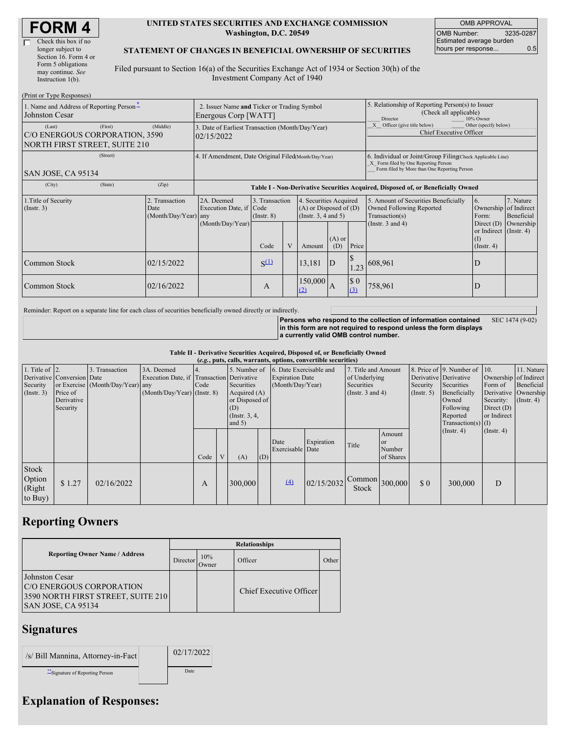# FORM 4

☐ Check this box if no longer subject to Section 16. Form 4 or Form 5 obligations may continue. *See* Instruction 1(b).

**UNITED STATES SECURITIES AND EXCHANGE COMMISSION**
**Washington, D.C. 20549**

**STATEMENT OF CHANGES IN BENEFICIAL OWNERSHIP OF SECURITIES**

Filed pursuant to Section 16(a) of the Securities Exchange Act of 1934 or Section 30(h) of the Investment Company Act of 1940

| OMB APPROVAL | |
|---|---|
| OMB Number: | 3235-0287 |
| Estimated average burden hours per response... | 0.5 |

(Print or Type Responses)

| 1. Name and Address of Reporting Person* | 2. Issuer Name and Ticker or Trading Symbol | 5. Relationship of Reporting Person(s) to Issuer (Check all applicable) |
|---|---|---|
| Johnston Cesar | Energous Corp [WATT] | ___ Director ___ 10% Owner |
| (Last) (First) (Middle) | 3. Date of Earliest Transaction (Month/Day/Year) | _X_ Officer (give title below) ___ Other (specify below) |
| C/O ENERGOUS CORPORATION, 3590 NORTH FIRST STREET, SUITE 210 | 02/15/2022 | Chief Executive Officer |
| (Street) | 4. If Amendment, Date Original Filed (Month/Day/Year) | 6. Individual or Joint/Group Filing (Check Applicable Line) |
| SAN JOSE, CA 95134 | | _X_ Form filed by One Reporting Person ___ Form filed by More than One Reporting Person |
| (City) (State) (Zip) | | |

**Table I - Non-Derivative Securities Acquired, Disposed of, or Beneficially Owned**

| 1.Title of Security (Instr. 3) | 2. Transaction Date (Month/Day/Year) | 2A. Deemed Execution Date, if any (Month/Day/Year) | 3. Transaction Code (Instr. 8) | | 4. Securities Acquired (A) or Disposed of (D) (Instr. 3, 4 and 5) | | | 5. Amount of Securities Beneficially Owned Following Reported Transaction(s) (Instr. 3 and 4) | 6. Ownership Form: Direct (D) or Indirect (I) (Instr. 4) | 7. Nature of Indirect Beneficial Ownership (Instr. 4) |
|---|---|---|---|---|---|---|---|---|---|---|
| | | | Code | V | Amount | (A) or (D) | Price | | | |
| Common Stock | 02/15/2022 | | S(1) | | 13,181 | D | $ 1.23 | 608,961 | D | |
| Common Stock | 02/16/2022 | | A | | 150,000 (2) | A | $ 0 (3) | 758,961 | D | |

Reminder: Report on a separate line for each class of securities beneficially owned directly or indirectly.

**Persons who respond to the collection of information contained in this form are not required to respond unless the form displays a currently valid OMB control number.** SEC 1474 (9-02)

**Table II - Derivative Securities Acquired, Disposed of, or Beneficially Owned**
**(*e.g.*, puts, calls, warrants, options, convertible securities)**

| 1. Title of Derivative Security (Instr. 3) | 2. Conversion or Exercise Price of Derivative Security | 3. Transaction Date (Month/Day/Year) | 3A. Deemed Execution Date, if any (Month/Day/Year) | 4. Transaction Code (Instr. 8) | | 5. Number of Derivative Securities Acquired (A) or Disposed of (D) (Instr. 3, 4, and 5) | | 6. Date Exercisable and Expiration Date (Month/Day/Year) | | 7. Title and Amount of Underlying Securities (Instr. 3 and 4) | | 8. Price of Derivative Security (Instr. 5) | 9. Number of Derivative Securities Beneficially Owned Following Reported Transaction(s) (Instr. 4) | 10. Ownership Form of Derivative Security: Direct (D) or Indirect (I) (Instr. 4) | 11. Nature of Indirect Beneficial Ownership (Instr. 4) |
|---|---|---|---|---|---|---|---|---|---|---|---|---|---|---|---|
| | | | | Code | V | (A) | (D) | Date Exercisable | Expiration Date | Title | Amount or Number of Shares | | | | |
| Stock Option (Right to Buy) | $ 1.27 | 02/16/2022 | | A | | 300,000 | | (4) | 02/15/2032 | Common Stock | 300,000 | $ 0 | 300,000 | D | |

## Reporting Owners

| Reporting Owner Name / Address | Relationships | | | |
|---|---|---|---|---|
| | Director | 10% Owner | Officer | Other |
| Johnston Cesar<br>C/O ENERGOUS CORPORATION<br>3590 NORTH FIRST STREET, SUITE 210<br>SAN JOSE, CA 95134 | | | Chief Executive Officer | |

## Signatures

| /s/ Bill Mannina, Attorney-in-Fact | 02/17/2022 |
|---|---|
| **Signature of Reporting Person | Date |

## Explanation of Responses: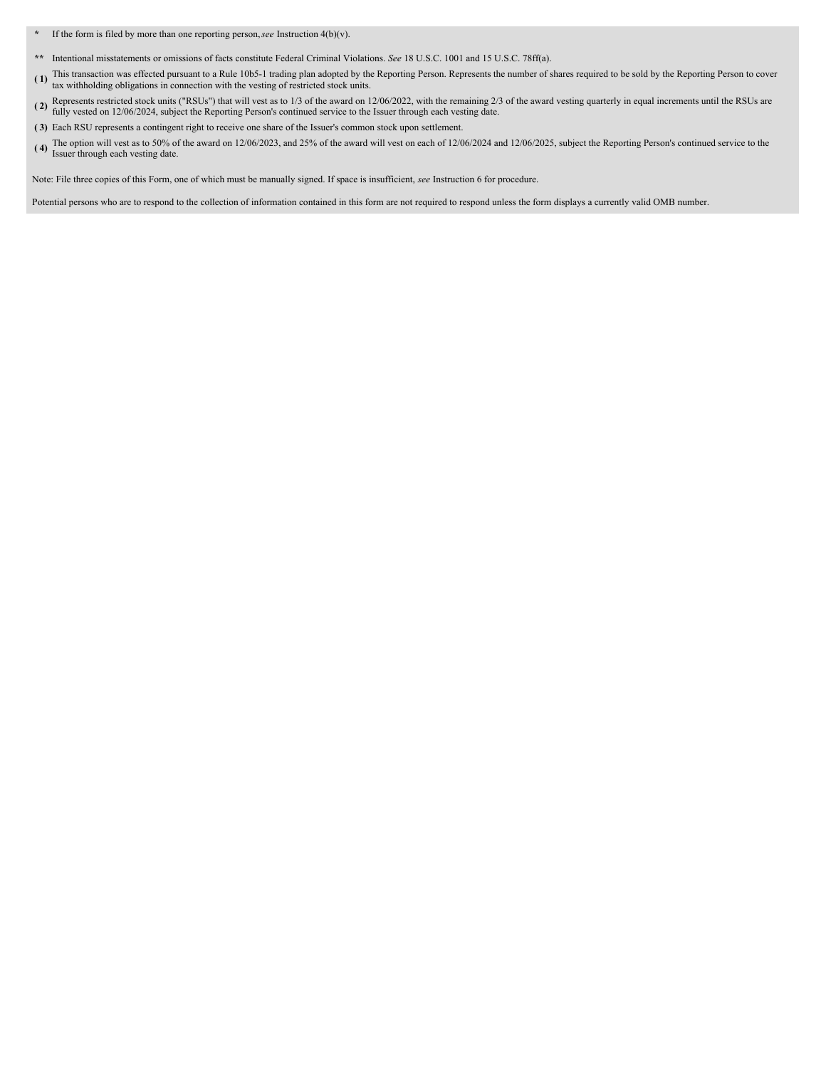\* If the form is filed by more than one reporting person, *see* Instruction 4(b)(v).

\*\* Intentional misstatements or omissions of facts constitute Federal Criminal Violations. *See* 18 U.S.C. 1001 and 15 U.S.C. 78ff(a).

(1) This transaction was effected pursuant to a Rule 10b5-1 trading plan adopted by the Reporting Person. Represents the number of shares required to be sold by the Reporting Person to cover tax withholding obligations in connection with the vesting of restricted stock units.

(2) Represents restricted stock units ("RSUs") that will vest as to 1/3 of the award on 12/06/2022, with the remaining 2/3 of the award vesting quarterly in equal increments until the RSUs are fully vested on 12/06/2024, subject the Reporting Person's continued service to the Issuer through each vesting date.

(3) Each RSU represents a contingent right to receive one share of the Issuer's common stock upon settlement.

(4) The option will vest as to 50% of the award on 12/06/2023, and 25% of the award will vest on each of 12/06/2024 and 12/06/2025, subject the Reporting Person's continued service to the Issuer through each vesting date.

Note: File three copies of this Form, one of which must be manually signed. If space is insufficient, *see* Instruction 6 for procedure.

Potential persons who are to respond to the collection of information contained in this form are not required to respond unless the form displays a currently valid OMB number.